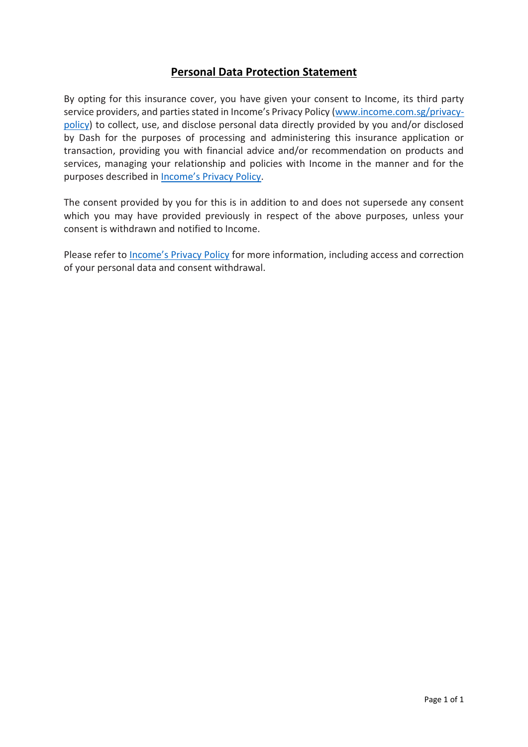# Personal Data Protection Statement

By opting for this insurance cover, you have given your consent to Income, its third party service providers, and parties stated in Income's Privacy Policy ([www.income.com.sg/privacy-policy](www.income.com.sg/privacy-policy)) to collect, use, and disclose personal data directly provided by you and/or disclosed by Dash for the purposes of processing and administering this insurance application or transaction, providing you with financial advice and/or recommendation on products and services, managing your relationship and policies with Income in the manner and for the purposes described in Income's Privacy Policy.

The consent provided by you for this is in addition to and does not supersede any consent which you may have provided previously in respect of the above purposes, unless your consent is withdrawn and notified to Income.

Please refer to Income's Privacy Policy for more information, including access and correction of your personal data and consent withdrawal.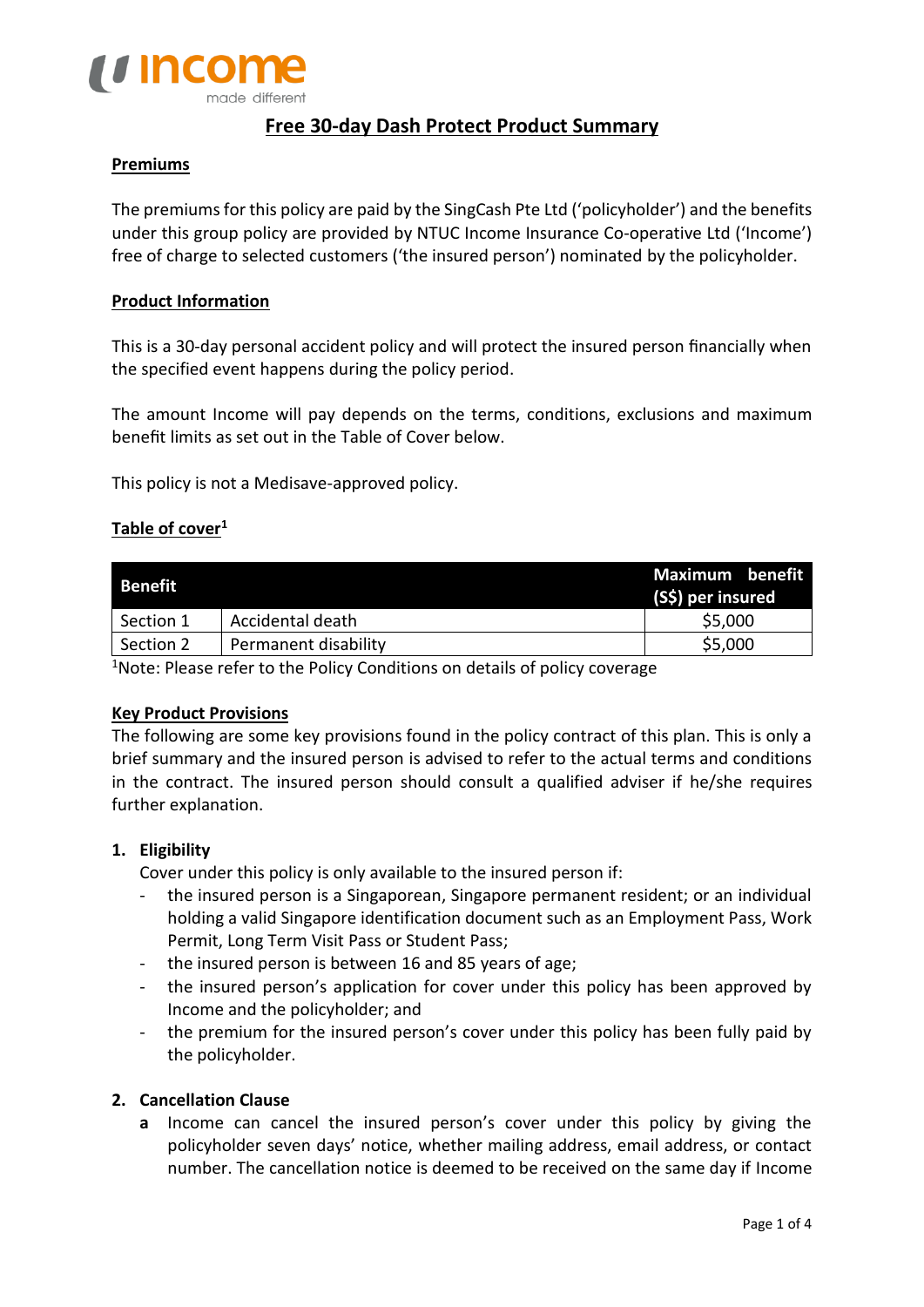# Free 30-day Dash Protect Product Summary

## Premiums

The premiums for this policy are paid by the SingCash Pte Ltd ('policyholder') and the benefits under this group policy are provided by NTUC Income Insurance Co-operative Ltd ('Income') free of charge to selected customers ('the insured person') nominated by the policyholder.

## Product Information

This is a 30-day personal accident policy and will protect the insured person financially when the specified event happens during the policy period.

The amount Income will pay depends on the terms, conditions, exclusions and maximum benefit limits as set out in the Table of Cover below.

This policy is not a Medisave-approved policy.

## Table of cover[1]

| Benefit | | Maximum benefit (S$) per insured |
|---|---|---|
| Section 1 | Accidental death | $5,000 |
| Section 2 | Permanent disability | $5,000 |

[1]Note: Please refer to the Policy Conditions on details of policy coverage

## Key Product Provisions

The following are some key provisions found in the policy contract of this plan. This is only a brief summary and the insured person is advised to refer to the actual terms and conditions in the contract. The insured person should consult a qualified adviser if he/she requires further explanation.

### 1. Eligibility

Cover under this policy is only available to the insured person if:

- the insured person is a Singaporean, Singapore permanent resident; or an individual holding a valid Singapore identification document such as an Employment Pass, Work Permit, Long Term Visit Pass or Student Pass;
- the insured person is between 16 and 85 years of age;
- the insured person's application for cover under this policy has been approved by Income and the policyholder; and
- the premium for the insured person's cover under this policy has been fully paid by the policyholder.

### 2. Cancellation Clause

**a** Income can cancel the insured person's cover under this policy by giving the policyholder seven days' notice, whether mailing address, email address, or contact number. The cancellation notice is deemed to be received on the same day if Income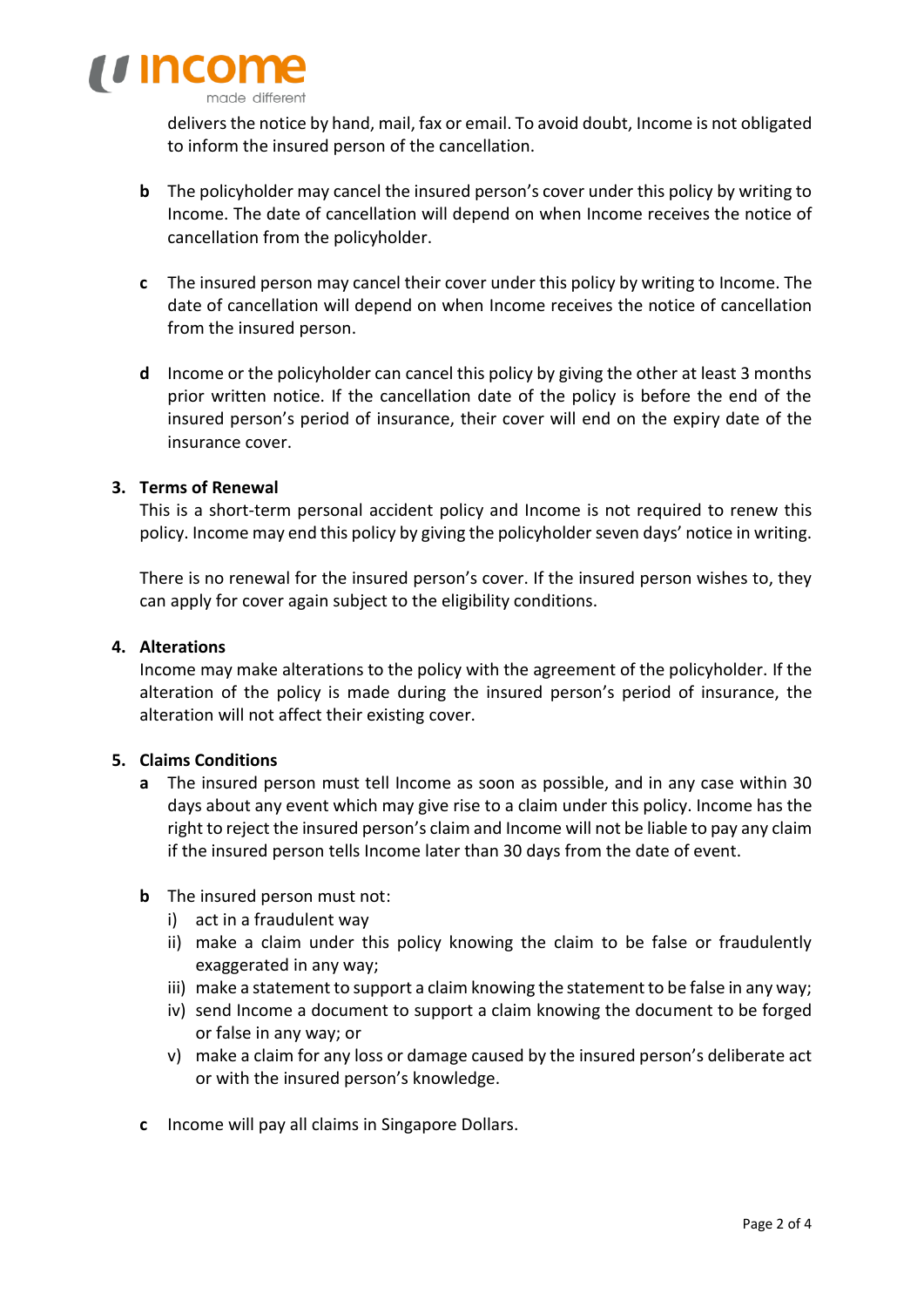delivers the notice by hand, mail, fax or email. To avoid doubt, Income is not obligated to inform the insured person of the cancellation.

**b** The policyholder may cancel the insured person's cover under this policy by writing to Income. The date of cancellation will depend on when Income receives the notice of cancellation from the policyholder.

**c** The insured person may cancel their cover under this policy by writing to Income. The date of cancellation will depend on when Income receives the notice of cancellation from the insured person.

**d** Income or the policyholder can cancel this policy by giving the other at least 3 months prior written notice. If the cancellation date of the policy is before the end of the insured person's period of insurance, their cover will end on the expiry date of the insurance cover.

**3. Terms of Renewal**

This is a short-term personal accident policy and Income is not required to renew this policy. Income may end this policy by giving the policyholder seven days' notice in writing.

There is no renewal for the insured person's cover. If the insured person wishes to, they can apply for cover again subject to the eligibility conditions.

**4. Alterations**

Income may make alterations to the policy with the agreement of the policyholder. If the alteration of the policy is made during the insured person's period of insurance, the alteration will not affect their existing cover.

**5. Claims Conditions**

**a** The insured person must tell Income as soon as possible, and in any case within 30 days about any event which may give rise to a claim under this policy. Income has the right to reject the insured person's claim and Income will not be liable to pay any claim if the insured person tells Income later than 30 days from the date of event.

**b** The insured person must not:

i) act in a fraudulent way

ii) make a claim under this policy knowing the claim to be false or fraudulently exaggerated in any way;

iii) make a statement to support a claim knowing the statement to be false in any way;

iv) send Income a document to support a claim knowing the document to be forged or false in any way; or

v) make a claim for any loss or damage caused by the insured person's deliberate act or with the insured person's knowledge.

**c** Income will pay all claims in Singapore Dollars.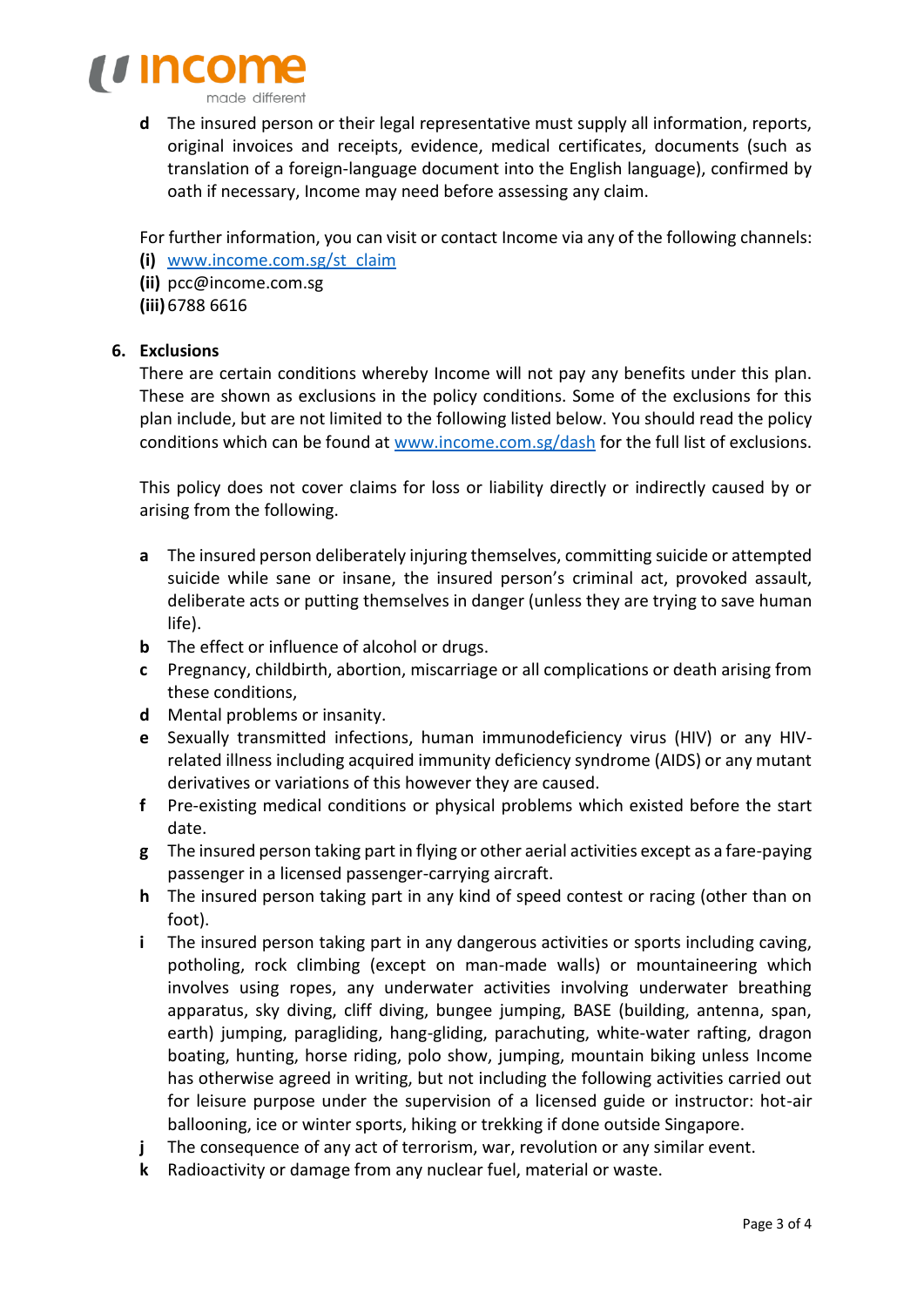**d** The insured person or their legal representative must supply all information, reports, original invoices and receipts, evidence, medical certificates, documents (such as translation of a foreign-language document into the English language), confirmed by oath if necessary, Income may need before assessing any claim.

For further information, you can visit or contact Income via any of the following channels:

**(i)** [www.income.com.sg/st_claim](www.income.com.sg/st_claim)
**(ii)** pcc@income.com.sg
**(iii)** 6788 6616

## 6. Exclusions

There are certain conditions whereby Income will not pay any benefits under this plan. These are shown as exclusions in the policy conditions. Some of the exclusions for this plan include, but are not limited to the following listed below. You should read the policy conditions which can be found at [www.income.com.sg/dash](www.income.com.sg/dash) for the full list of exclusions.

This policy does not cover claims for loss or liability directly or indirectly caused by or arising from the following.

**a** The insured person deliberately injuring themselves, committing suicide or attempted suicide while sane or insane, the insured person's criminal act, provoked assault, deliberate acts or putting themselves in danger (unless they are trying to save human life).

**b** The effect or influence of alcohol or drugs.

**c** Pregnancy, childbirth, abortion, miscarriage or all complications or death arising from these conditions,

**d** Mental problems or insanity.

**e** Sexually transmitted infections, human immunodeficiency virus (HIV) or any HIV-related illness including acquired immunity deficiency syndrome (AIDS) or any mutant derivatives or variations of this however they are caused.

**f** Pre-existing medical conditions or physical problems which existed before the start date.

**g** The insured person taking part in flying or other aerial activities except as a fare-paying passenger in a licensed passenger-carrying aircraft.

**h** The insured person taking part in any kind of speed contest or racing (other than on foot).

**i** The insured person taking part in any dangerous activities or sports including caving, potholing, rock climbing (except on man-made walls) or mountaineering which involves using ropes, any underwater activities involving underwater breathing apparatus, sky diving, cliff diving, bungee jumping, BASE (building, antenna, span, earth) jumping, paragliding, hang-gliding, parachuting, white-water rafting, dragon boating, hunting, horse riding, polo show, jumping, mountain biking unless Income has otherwise agreed in writing, but not including the following activities carried out for leisure purpose under the supervision of a licensed guide or instructor: hot-air ballooning, ice or winter sports, hiking or trekking if done outside Singapore.

**j** The consequence of any act of terrorism, war, revolution or any similar event.

**k** Radioactivity or damage from any nuclear fuel, material or waste.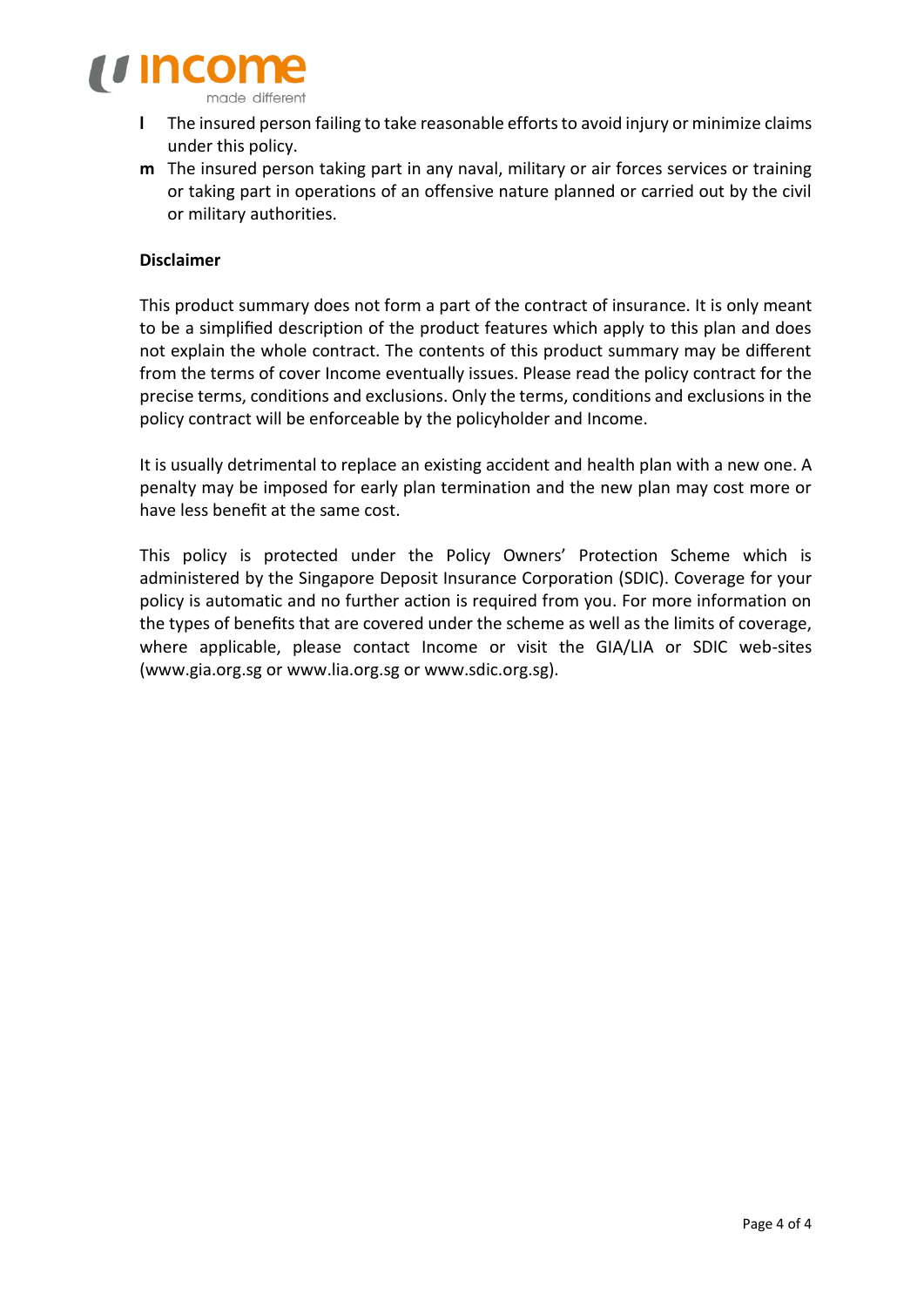- **l** The insured person failing to take reasonable efforts to avoid injury or minimize claims under this policy.
- **m** The insured person taking part in any naval, military or air forces services or training or taking part in operations of an offensive nature planned or carried out by the civil or military authorities.

**Disclaimer**

This product summary does not form a part of the contract of insurance. It is only meant to be a simplified description of the product features which apply to this plan and does not explain the whole contract. The contents of this product summary may be different from the terms of cover Income eventually issues. Please read the policy contract for the precise terms, conditions and exclusions. Only the terms, conditions and exclusions in the policy contract will be enforceable by the policyholder and Income.

It is usually detrimental to replace an existing accident and health plan with a new one. A penalty may be imposed for early plan termination and the new plan may cost more or have less benefit at the same cost.

This policy is protected under the Policy Owners' Protection Scheme which is administered by the Singapore Deposit Insurance Corporation (SDIC). Coverage for your policy is automatic and no further action is required from you. For more information on the types of benefits that are covered under the scheme as well as the limits of coverage, where applicable, please contact Income or visit the GIA/LIA or SDIC web-sites (www.gia.org.sg or www.lia.org.sg or www.sdic.org.sg).